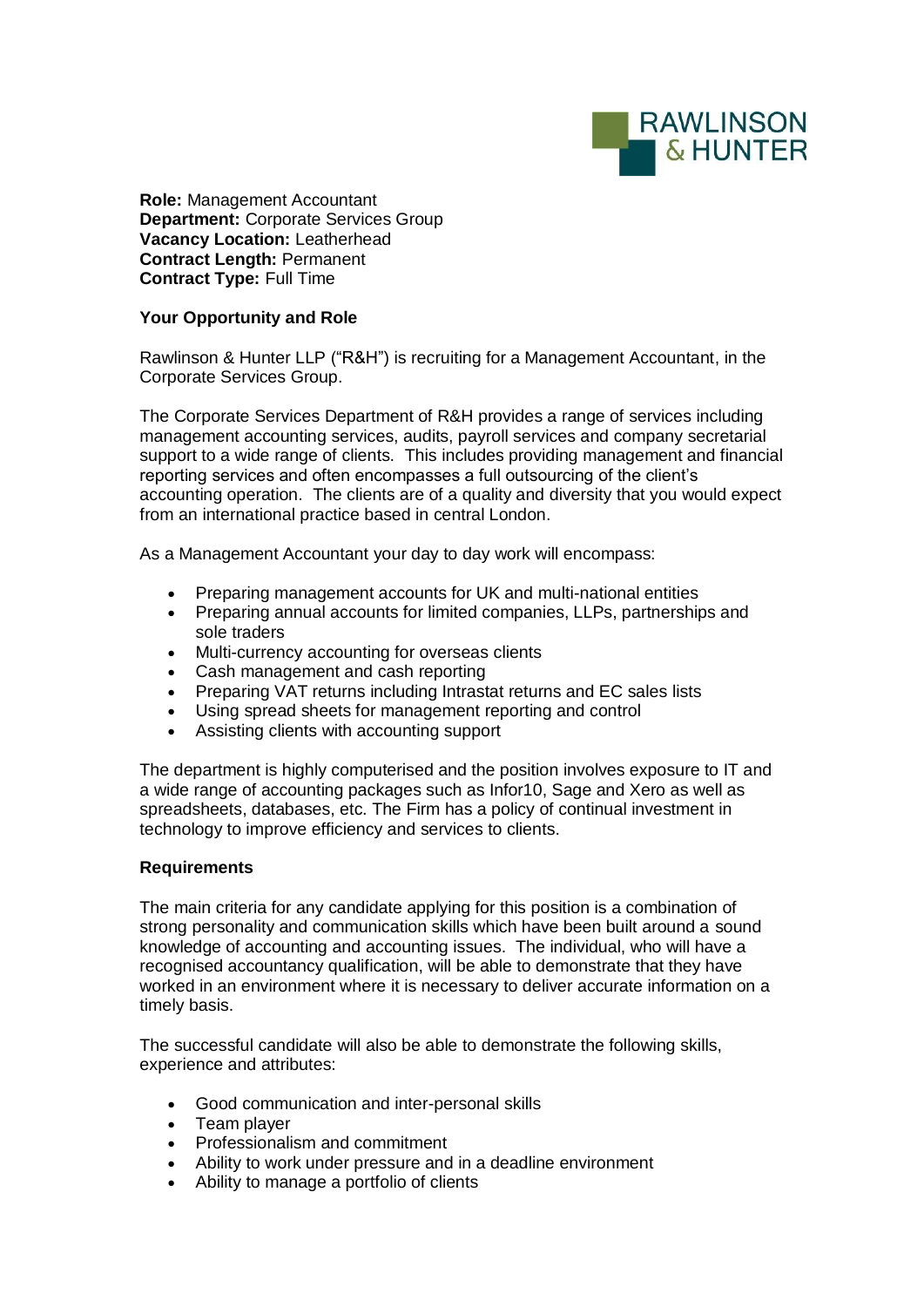RAWLINSON & HUNTER

**Role:** Management Accountant
**Department:** Corporate Services Group
**Vacancy Location:** Leatherhead
**Contract Length:** Permanent
**Contract Type:** Full Time

**Your Opportunity and Role**

Rawlinson & Hunter LLP ("R&H") is recruiting for a Management Accountant, in the Corporate Services Group.

The Corporate Services Department of R&H provides a range of services including management accounting services, audits, payroll services and company secretarial support to a wide range of clients. This includes providing management and financial reporting services and often encompasses a full outsourcing of the client's accounting operation. The clients are of a quality and diversity that you would expect from an international practice based in central London.

As a Management Accountant your day to day work will encompass:

- Preparing management accounts for UK and multi-national entities
- Preparing annual accounts for limited companies, LLPs, partnerships and sole traders
- Multi-currency accounting for overseas clients
- Cash management and cash reporting
- Preparing VAT returns including Intrastat returns and EC sales lists
- Using spread sheets for management reporting and control
- Assisting clients with accounting support

The department is highly computerised and the position involves exposure to IT and a wide range of accounting packages such as Infor10, Sage and Xero as well as spreadsheets, databases, etc. The Firm has a policy of continual investment in technology to improve efficiency and services to clients.

**Requirements**

The main criteria for any candidate applying for this position is a combination of strong personality and communication skills which have been built around a sound knowledge of accounting and accounting issues. The individual, who will have a recognised accountancy qualification, will be able to demonstrate that they have worked in an environment where it is necessary to deliver accurate information on a timely basis.

The successful candidate will also be able to demonstrate the following skills, experience and attributes:

- Good communication and inter-personal skills
- Team player
- Professionalism and commitment
- Ability to work under pressure and in a deadline environment
- Ability to manage a portfolio of clients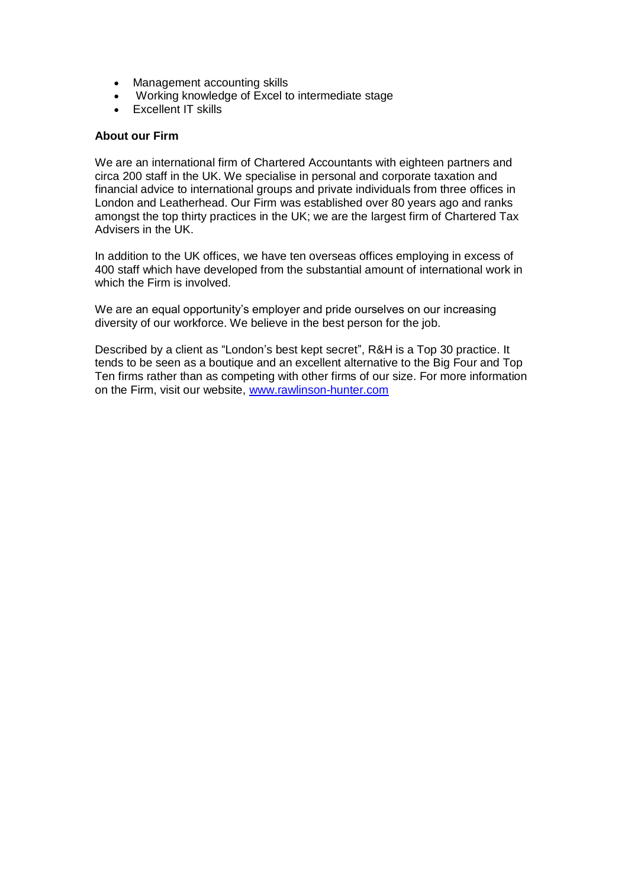- Management accounting skills
- Working knowledge of Excel to intermediate stage
- Excellent IT skills

**About our Firm**

We are an international firm of Chartered Accountants with eighteen partners and circa 200 staff in the UK. We specialise in personal and corporate taxation and financial advice to international groups and private individuals from three offices in London and Leatherhead. Our Firm was established over 80 years ago and ranks amongst the top thirty practices in the UK; we are the largest firm of Chartered Tax Advisers in the UK.

In addition to the UK offices, we have ten overseas offices employing in excess of 400 staff which have developed from the substantial amount of international work in which the Firm is involved.

We are an equal opportunity's employer and pride ourselves on our increasing diversity of our workforce. We believe in the best person for the job.

Described by a client as "London's best kept secret", R&H is a Top 30 practice. It tends to be seen as a boutique and an excellent alternative to the Big Four and Top Ten firms rather than as competing with other firms of our size. For more information on the Firm, visit our website, [www.rawlinson-hunter.com](http://www.rawlinson-hunter.com)